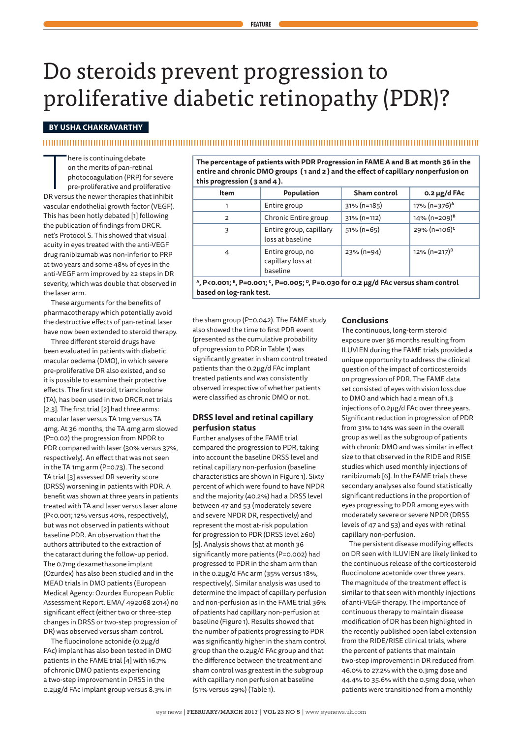# Do steroids prevent progression to proliferative diabetic retinopathy (PDR)?

**BY USHA CHAKRAVARTHY**

There is continuing debate on the merits of pan-retinal photocoagulation (PRP) for severe pre-proliferative and proliferative DR versus the newer therapies that inhibit vascular endothelial growth factor (VEGF). This has been hotly debated [1] following the publication of findings from DRCR.net's Protocol S. This showed that visual acuity in eyes treated with the anti-VEGF drug ranibizumab was non-inferior to PRP at two years and some 48% of eyes in the anti-VEGF arm improved by ≥2 steps in DR severity, which was double that observed in the laser arm.

These arguments for the benefits of pharmacotherapy which potentially avoid the destructive effects of pan-retinal laser have now been extended to steroid therapy.

Three different steroid drugs have been evaluated in patients with diabetic macular oedema (DMO), in which severe pre-proliferative DR also existed, and so it is possible to examine their protective effects. The first steroid, triamcinolone (TA), has been used in two DRCR.net trials [2,3]. The first trial [2] had three arms: macular laser versus TA 1mg versus TA 4mg. At 36 months, the TA 4mg arm slowed (P=0.02) the progression from NPDR to PDR compared with laser (30% versus 37%, respectively). An effect that was not seen in the TA 1mg arm (P=0.73). The second TA trial [3] assessed DR severity score (DRSS) worsening in patients with PDR. A benefit was shown at three years in patients treated with TA and laser versus laser alone (P<0.001; 12% versus 40%, respectively), but was not observed in patients without baseline PDR. An observation that the authors attributed to the extraction of the cataract during the follow-up period. The 0.7mg dexamethasone implant (Ozurdex) has also been studied and in the MEAD trials in DMO patients (European Medical Agency: Ozurdex European Public Assessment Report. EMA/ 492068 2014) no significant effect (either two or three-step changes in DRSS or two-step progression of DR) was observed versus sham control.

The fluocinolone actonide (0.2µg/d FAc) implant has also been tested in DMO patients in the FAME trial [4] with 16.7% of chronic DMO patients experiencing a two-step improvement in DRSS in the 0.2µg/d FAc implant group versus 8.3% in the sham group (P=0.042). The FAME study also showed the time to first PDR event (presented as the cumulative probability of progression to PDR in Table 1) was significantly greater in sham control treated patients than the 0.2µg/d FAc implant treated patients and was consistently observed irrespective of whether patients were classified as chronic DMO or not.

**The percentage of patients with PDR Progression in FAME A and B at month 36 in the entire and chronic DMO groups (1 and 2) and the effect of capillary nonperfusion on this progression (3 and 4).**

| Item | Population | Sham control | 0.2 µg/d FAc |
|---|---|---|---|
| 1 | Entire group | 31% (n=185) | 17% (n=376)[A] |
| 2 | Chronic Entire group | 31% (n=112) | 14% (n=209)[B] |
| 3 | Entire group, capillary loss at baseline | 51% (n=65) | 29% (n=106)[C] |
| 4 | Entire group, no capillary loss at baseline | 23% (n=94) | 12% (n=217)[D] |

**[A], P<0.001; [B], P=0.001; [C], P=0.005; [D], P=0.030 for 0.2 µg/d FAc versus sham control based on log-rank test.**

## DRSS level and retinal capillary perfusion status

Further analyses of the FAME trial compared the progression to PDR, taking into account the baseline DRSS level and retinal capillary non-perfusion (baseline characteristics are shown in Figure 1). Sixty percent of which were found to have NPDR and the majority (40.2%) had a DRSS level between 47 and 53 (moderately severe and severe NPDR DR, respectively) and represent the most at-risk population for progression to PDR (DRSS level ≥60) [5]. Analysis shows that at month 36 significantly more patients (P=0.002) had progressed to PDR in the sham arm than in the 0.2µg/d FAc arm (35% versus 18%, respectively). Similar analysis was used to determine the impact of capillary perfusion and non-perfusion as in the FAME trial 36% of patients had capillary non-perfusion at baseline (Figure 1). Results showed that the number of patients progressing to PDR was significantly higher in the sham control group than the 0.2µg/d FAc group and that the difference between the treatment and sham control was greatest in the subgroup with capillary non perfusion at baseline (51% versus 29%) (Table 1).

## Conclusions

The continuous, long-term steroid exposure over 36 months resulting from ILUVIEN during the FAME trials provided a unique opportunity to address the clinical question of the impact of corticosteroids on progression of PDR. The FAME data set consisted of eyes with vision loss due to DMO and which had a mean of 1.3 injections of 0.2µg/d FAc over three years. Significant reduction in progression of PDR from 31% to 14% was seen in the overall group as well as the subgroup of patients with chronic DMO and was similar in effect size to that observed in the RIDE and RISE studies which used monthly injections of ranibizumab [6]. In the FAME trials these secondary analyses also found statistically significant reductions in the proportion of eyes progressing to PDR among eyes with moderately severe or severe NPDR (DRSS levels of 47 and 53) and eyes with retinal capillary non-perfusion.

The persistent disease modifying effects on DR seen with ILUVIEN are likely linked to the continuous release of the corticosteroid fluocinolone acetonide over three years. The magnitude of the treatment effect is similar to that seen with monthly injections of anti-VEGF therapy. The importance of continuous therapy to maintain disease modification of DR has been highlighted in the recently published open label extension from the RIDE/RISE clinical trials, where the percent of patients that maintain two-step improvement in DR reduced from 46.0% to 27.2% with the 0.3mg dose and 44.4% to 35.6% with the 0.5mg dose, when patients were transitioned from a monthly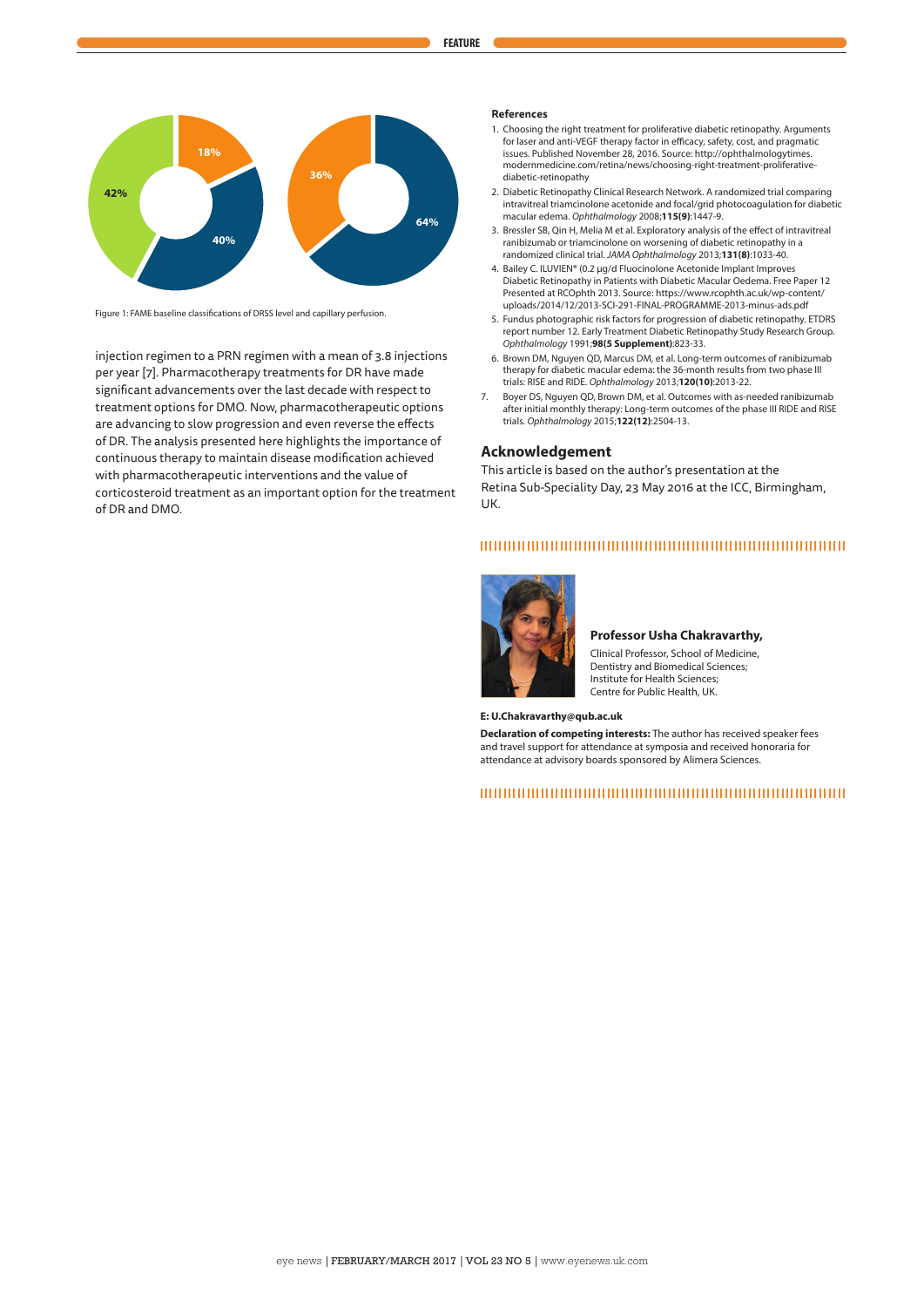18%

42%

40%

36%

64%

Figure 1: FAME baseline classifications of DRSS level and capillary perfusion.

injection regimen to a PRN regimen with a mean of 3.8 injections per year [7]. Pharmacotherapy treatments for DR have made significant advancements over the last decade with respect to treatment options for DMO. Now, pharmacotherapeutic options are advancing to slow progression and even reverse the effects of DR. The analysis presented here highlights the importance of continuous therapy to maintain disease modification achieved with pharmacotherapeutic interventions and the value of corticosteroid treatment as an important option for the treatment of DR and DMO.

**References**

1. Choosing the right treatment for proliferative diabetic retinopathy. Arguments for laser and anti-VEGF therapy factor in efficacy, safety, cost, and pragmatic issues. Published November 28, 2016. Source: http://ophthalmologytimes.modernmedicine.com/retina/news/choosing-right-treatment-proliferative-diabetic-retinopathy
2. Diabetic Retinopathy Clinical Research Network. A randomized trial comparing intravitreal triamcinolone acetonide and focal/grid photocoagulation for diabetic macular edema. *Ophthalmology* 2008;**115(9)**:1447-9.
3. Bressler SB, Qin H, Melia M et al. Exploratory analysis of the effect of intravitreal ranibizumab or triamcinolone on worsening of diabetic retinopathy in a randomized clinical trial. *JAMA Ophthalmology* 2013;**131(8)**:1033-40.
4. Bailey C. ILUVIEN® (0.2 µg/d Fluocinolone Acetonide Implant Improves Diabetic Retinopathy in Patients with Diabetic Macular Oedema. Free Paper 12 Presented at RCOphth 2013. Source: https://www.rcophth.ac.uk/wp-content/uploads/2014/12/2013-SCI-291-FINAL-PROGRAMME-2013-minus-ads.pdf
5. Fundus photographic risk factors for progression of diabetic retinopathy. ETDRS report number 12. Early Treatment Diabetic Retinopathy Study Research Group. *Ophthalmology* 1991;**98(5 Supplement)**:823-33.
6. Brown DM, Nguyen QD, Marcus DM, et al. Long-term outcomes of ranibizumab therapy for diabetic macular edema: the 36-month results from two phase III trials: RISE and RIDE. *Ophthalmology* 2013;**120(10)**:2013-22.
7. Boyer DS, Nguyen QD, Brown DM, et al. Outcomes with as-needed ranibizumab after initial monthly therapy: Long-term outcomes of the phase III RIDE and RISE trials. *Ophthalmology* 2015;**122(12)**:2504-13.

## Acknowledgement

This article is based on the author's presentation at the Retina Sub-Speciality Day, 23 May 2016 at the ICC, Birmingham, UK.

**Professor Usha Chakravarthy,**

Clinical Professor, School of Medicine, Dentistry and Biomedical Sciences;
Institute for Health Sciences;
Centre for Public Health, UK.

**E: U.Chakravarthy@qub.ac.uk**

**Declaration of competing interests:** The author has received speaker fees and travel support for attendance at symposia and received honoraria for attendance at advisory boards sponsored by Alimera Sciences.